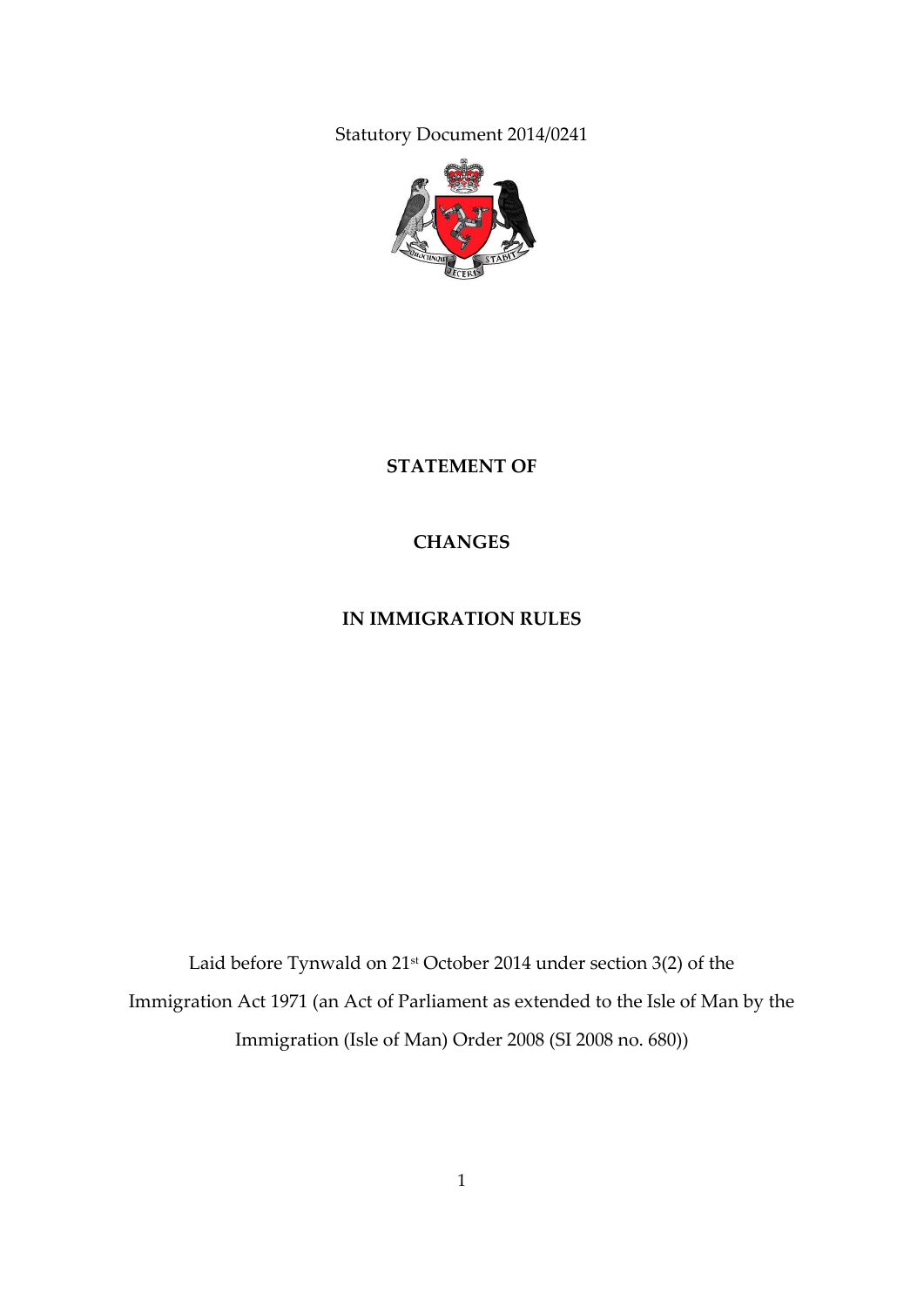Statutory Document 2014/0241

# STATEMENT OF

# CHANGES

# IN IMMIGRATION RULES

Laid before Tynwald on 21st October 2014 under section 3(2) of the Immigration Act 1971 (an Act of Parliament as extended to the Isle of Man by the Immigration (Isle of Man) Order 2008 (SI 2008 no. 680))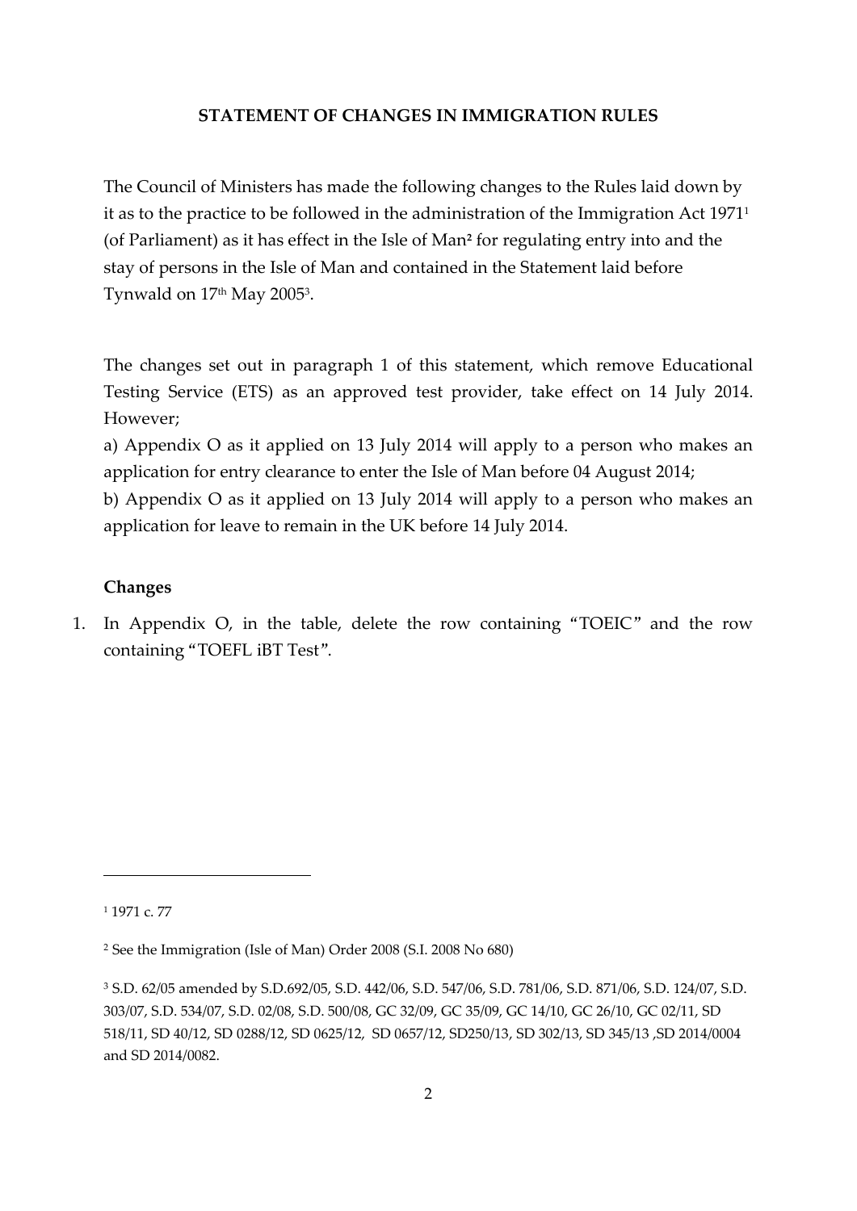**STATEMENT OF CHANGES IN IMMIGRATION RULES**

The Council of Ministers has made the following changes to the Rules laid down by it as to the practice to be followed in the administration of the Immigration Act 1971[1] (of Parliament) as it has effect in the Isle of Man[2] for regulating entry into and the stay of persons in the Isle of Man and contained in the Statement laid before Tynwald on 17th May 2005[3].

The changes set out in paragraph 1 of this statement, which remove Educational Testing Service (ETS) as an approved test provider, take effect on 14 July 2014. However;

a) Appendix O as it applied on 13 July 2014 will apply to a person who makes an application for entry clearance to enter the Isle of Man before 04 August 2014;

b) Appendix O as it applied on 13 July 2014 will apply to a person who makes an application for leave to remain in the UK before 14 July 2014.

**Changes**

1. In Appendix O, in the table, delete the row containing "TOEIC" and the row containing "TOEFL iBT Test".

---

[1] 1971 c. 77

[2] See the Immigration (Isle of Man) Order 2008 (S.I. 2008 No 680)

[3] S.D. 62/05 amended by S.D.692/05, S.D. 442/06, S.D. 547/06, S.D. 781/06, S.D. 871/06, S.D. 124/07, S.D. 303/07, S.D. 534/07, S.D. 02/08, S.D. 500/08, GC 32/09, GC 35/09, GC 14/10, GC 26/10, GC 02/11, SD 518/11, SD 40/12, SD 0288/12, SD 0625/12, SD 0657/12, SD250/13, SD 302/13, SD 345/13 ,SD 2014/0004 and SD 2014/0082.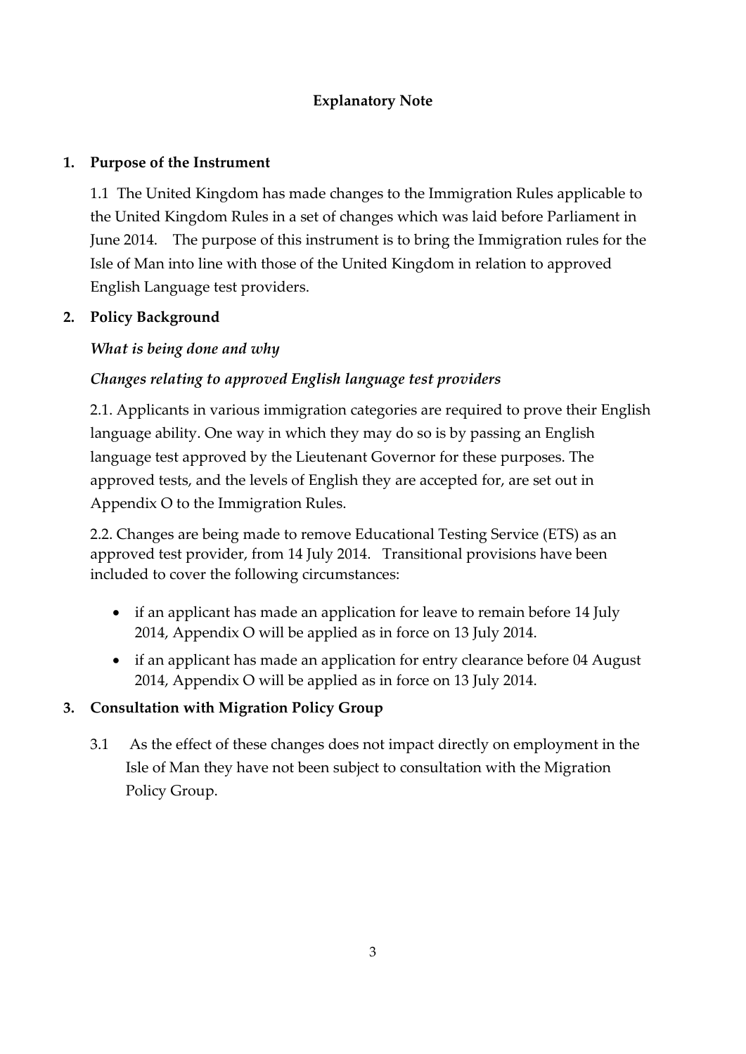## Explanatory Note

### 1. Purpose of the Instrument

1.1 The United Kingdom has made changes to the Immigration Rules applicable to the United Kingdom Rules in a set of changes which was laid before Parliament in June 2014. The purpose of this instrument is to bring the Immigration rules for the Isle of Man into line with those of the United Kingdom in relation to approved English Language test providers.

### 2. Policy Background

*What is being done and why*

*Changes relating to approved English language test providers*

2.1. Applicants in various immigration categories are required to prove their English language ability. One way in which they may do so is by passing an English language test approved by the Lieutenant Governor for these purposes. The approved tests, and the levels of English they are accepted for, are set out in Appendix O to the Immigration Rules.

2.2. Changes are being made to remove Educational Testing Service (ETS) as an approved test provider, from 14 July 2014. Transitional provisions have been included to cover the following circumstances:

- if an applicant has made an application for leave to remain before 14 July 2014, Appendix O will be applied as in force on 13 July 2014.
- if an applicant has made an application for entry clearance before 04 August 2014, Appendix O will be applied as in force on 13 July 2014.

### 3. Consultation with Migration Policy Group

3.1 As the effect of these changes does not impact directly on employment in the Isle of Man they have not been subject to consultation with the Migration Policy Group.